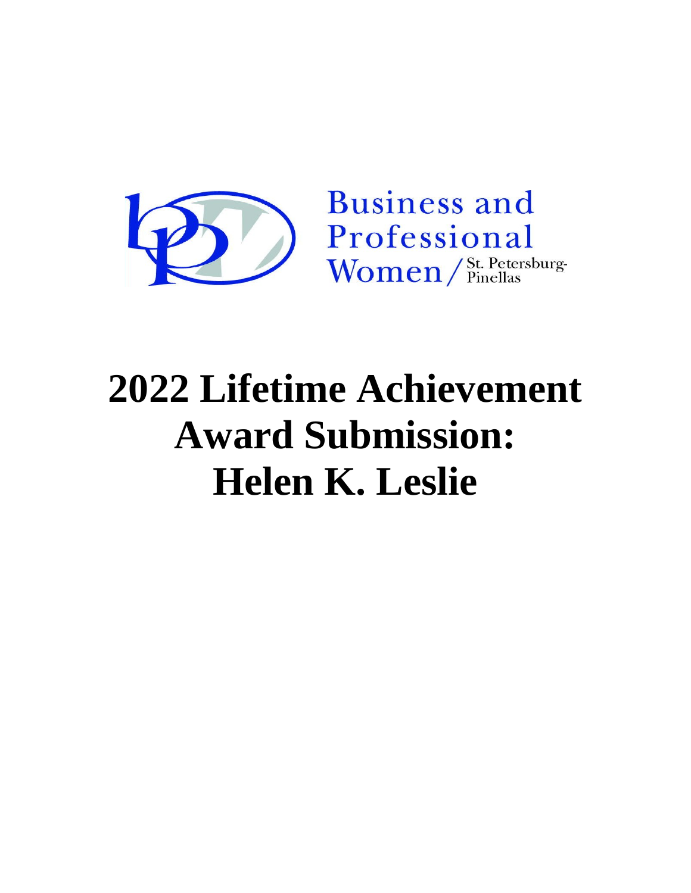Business and Professional Women / St. Petersburg-Pinellas

# 2022 Lifetime Achievement Award Submission: Helen K. Leslie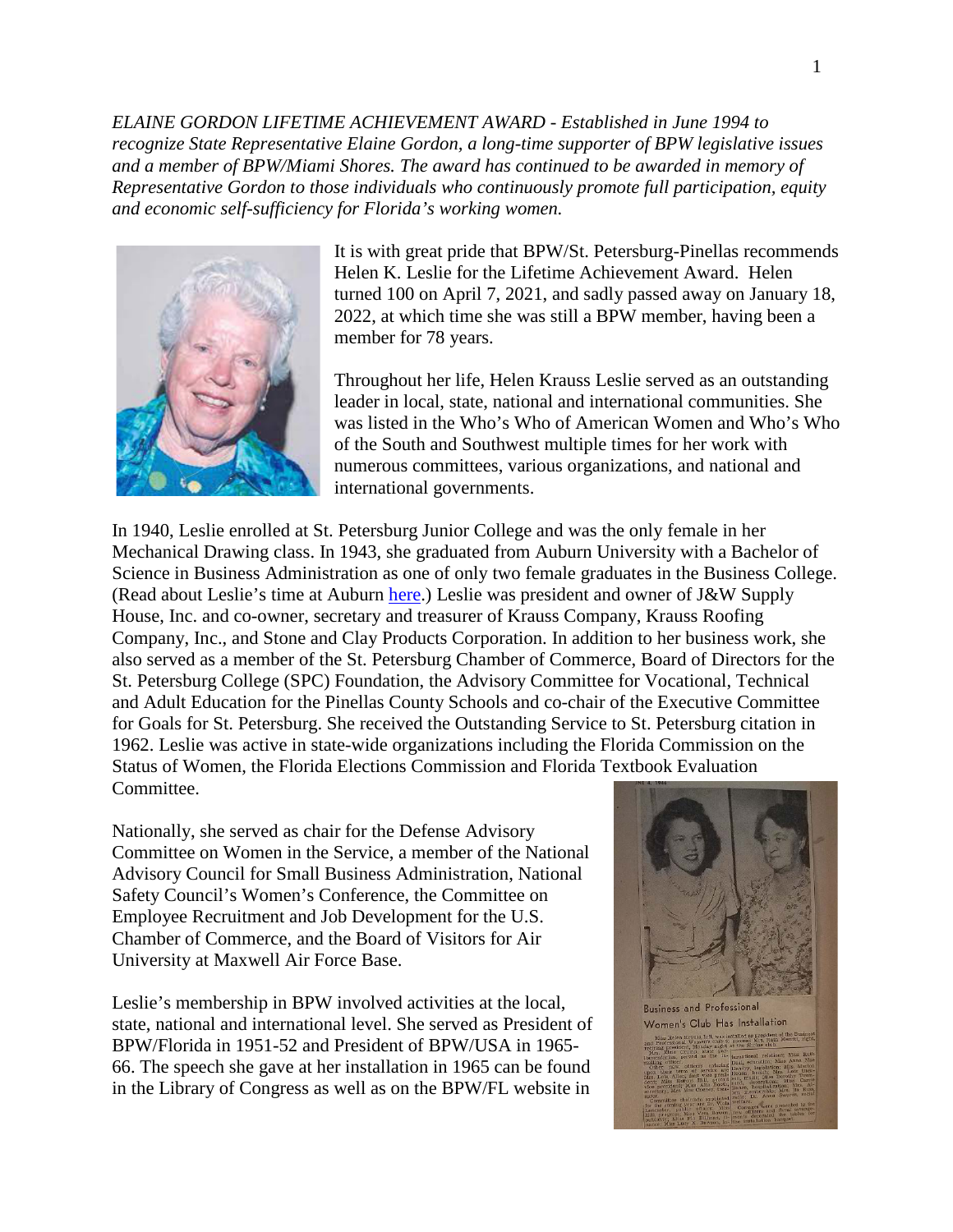*ELAINE GORDON LIFETIME ACHIEVEMENT AWARD - Established in June 1994 to recognize State Representative Elaine Gordon, a long-time supporter of BPW legislative issues and a member of BPW/Miami Shores. The award has continued to be awarded in memory of Representative Gordon to those individuals who continuously promote full participation, equity and economic self-sufficiency for Florida's working women.*

It is with great pride that BPW/St. Petersburg-Pinellas recommends Helen K. Leslie for the Lifetime Achievement Award. Helen turned 100 on April 7, 2021, and sadly passed away on January 18, 2022, at which time she was still a BPW member, having been a member for 78 years.

Throughout her life, Helen Krauss Leslie served as an outstanding leader in local, state, national and international communities. She was listed in the Who's Who of American Women and Who's Who of the South and Southwest multiple times for her work with numerous committees, various organizations, and national and international governments.

In 1940, Leslie enrolled at St. Petersburg Junior College and was the only female in her Mechanical Drawing class. In 1943, she graduated from Auburn University with a Bachelor of Science in Business Administration as one of only two female graduates in the Business College. (Read about Leslie's time at Auburn here.) Leslie was president and owner of J&W Supply House, Inc. and co-owner, secretary and treasurer of Krauss Company, Krauss Roofing Company, Inc., and Stone and Clay Products Corporation. In addition to her business work, she also served as a member of the St. Petersburg Chamber of Commerce, Board of Directors for the St. Petersburg College (SPC) Foundation, the Advisory Committee for Vocational, Technical and Adult Education for the Pinellas County Schools and co-chair of the Executive Committee for Goals for St. Petersburg. She received the Outstanding Service to St. Petersburg citation in 1962. Leslie was active in state-wide organizations including the Florida Commission on the Status of Women, the Florida Elections Commission and Florida Textbook Evaluation Committee.

Nationally, she served as chair for the Defense Advisory Committee on Women in the Service, a member of the National Advisory Council for Small Business Administration, National Safety Council's Women's Conference, the Committee on Employee Recruitment and Job Development for the U.S. Chamber of Commerce, and the Board of Visitors for Air University at Maxwell Air Force Base.

Business and Professional Women's Club Has Installation

Leslie's membership in BPW involved activities at the local, state, national and international level. She served as President of BPW/Florida in 1951-52 and President of BPW/USA in 1965-66. The speech she gave at her installation in 1965 can be found in the Library of Congress as well as on the BPW/FL website in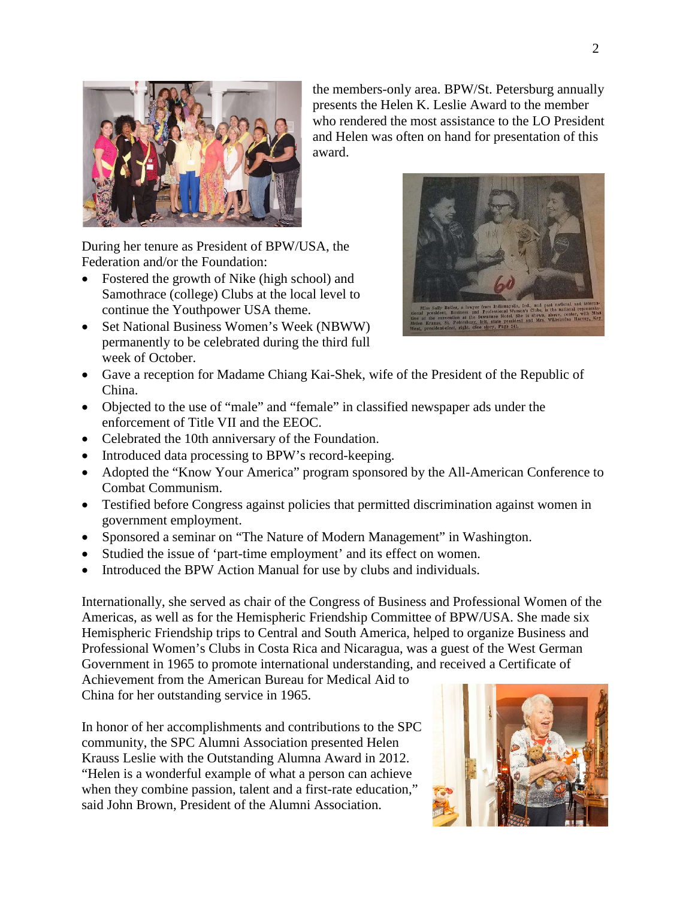the members-only area. BPW/St. Petersburg annually presents the Helen K. Leslie Award to the member who rendered the most assistance to the LO President and Helen was often on hand for presentation of this award.

During her tenure as President of BPW/USA, the Federation and/or the Foundation:

- Fostered the growth of Nike (high school) and Samothrace (college) Clubs at the local level to continue the Youthpower USA theme.
- Set National Business Women's Week (NBWW) permanently to be celebrated during the third full week of October.
- Gave a reception for Madame Chiang Kai-Shek, wife of the President of the Republic of China.
- Objected to the use of "male" and "female" in classified newspaper ads under the enforcement of Title VII and the EEOC.
- Celebrated the 10th anniversary of the Foundation.
- Introduced data processing to BPW's record-keeping.
- Adopted the "Know Your America" program sponsored by the All-American Conference to Combat Communism.
- Testified before Congress against policies that permitted discrimination against women in government employment.
- Sponsored a seminar on "The Nature of Modern Management" in Washington.
- Studied the issue of 'part-time employment' and its effect on women.
- Introduced the BPW Action Manual for use by clubs and individuals.

Internationally, she served as chair of the Congress of Business and Professional Women of the Americas, as well as for the Hemispheric Friendship Committee of BPW/USA. She made six Hemispheric Friendship trips to Central and South America, helped to organize Business and Professional Women's Clubs in Costa Rica and Nicaragua, was a guest of the West German Government in 1965 to promote international understanding, and received a Certificate of Achievement from the American Bureau for Medical Aid to China for her outstanding service in 1965.

In honor of her accomplishments and contributions to the SPC community, the SPC Alumni Association presented Helen Krauss Leslie with the Outstanding Alumna Award in 2012. "Helen is a wonderful example of what a person can achieve when they combine passion, talent and a first-rate education," said John Brown, President of the Alumni Association.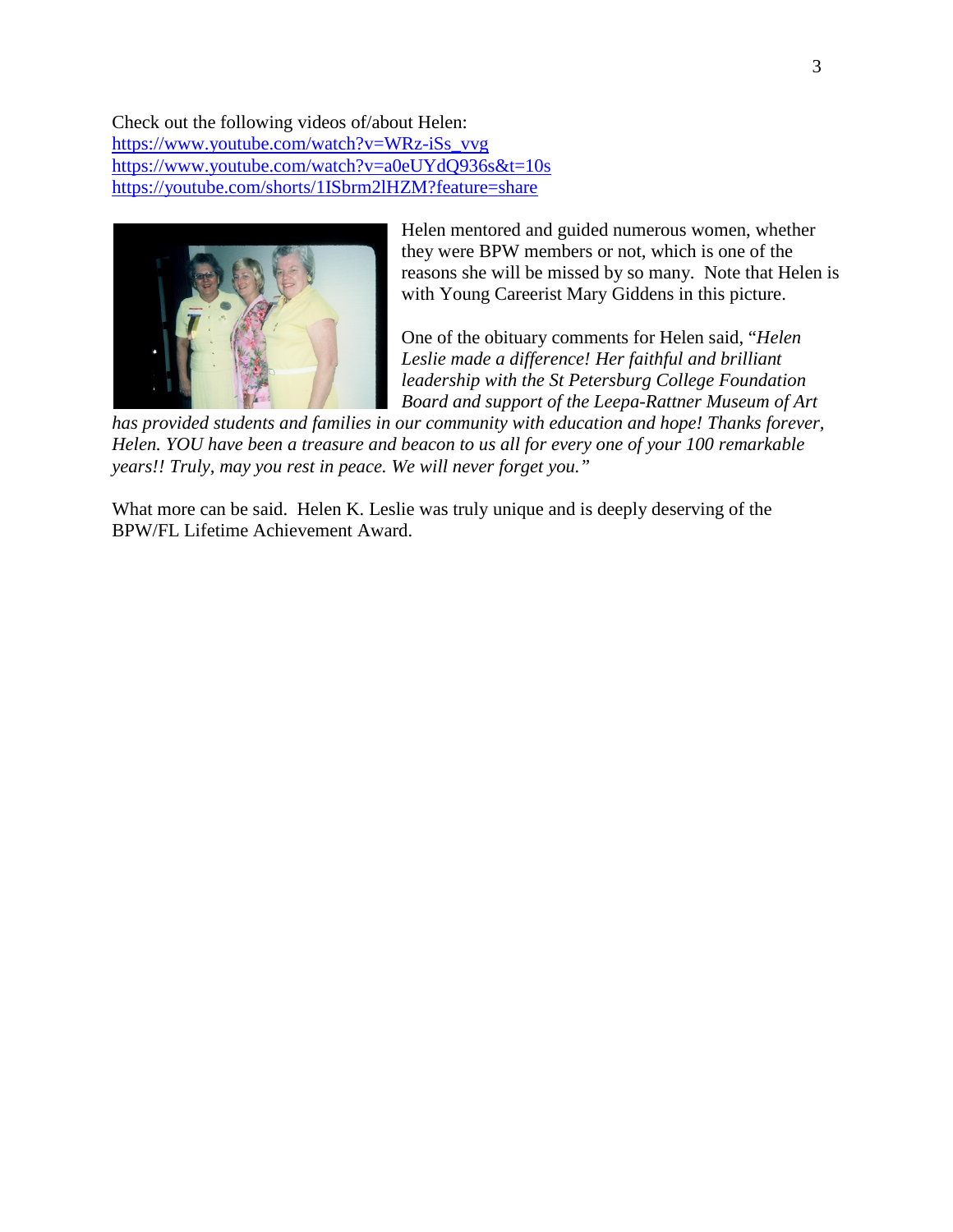Check out the following videos of/about Helen:
https://www.youtube.com/watch?v=WRz-iSs_vvg
https://www.youtube.com/watch?v=a0eUYdQ936s&t=10s
https://youtube.com/shorts/1ISbrm2lHZM?feature=share

Helen mentored and guided numerous women, whether they were BPW members or not, which is one of the reasons she will be missed by so many. Note that Helen is with Young Careerist Mary Giddens in this picture.

One of the obituary comments for Helen said, "*Helen Leslie made a difference! Her faithful and brilliant leadership with the St Petersburg College Foundation Board and support of the Leepa-Rattner Museum of Art has provided students and families in our community with education and hope! Thanks forever, Helen. YOU have been a treasure and beacon to us all for every one of your 100 remarkable years!! Truly, may you rest in peace. We will never forget you.*"

What more can be said. Helen K. Leslie was truly unique and is deeply deserving of the BPW/FL Lifetime Achievement Award.